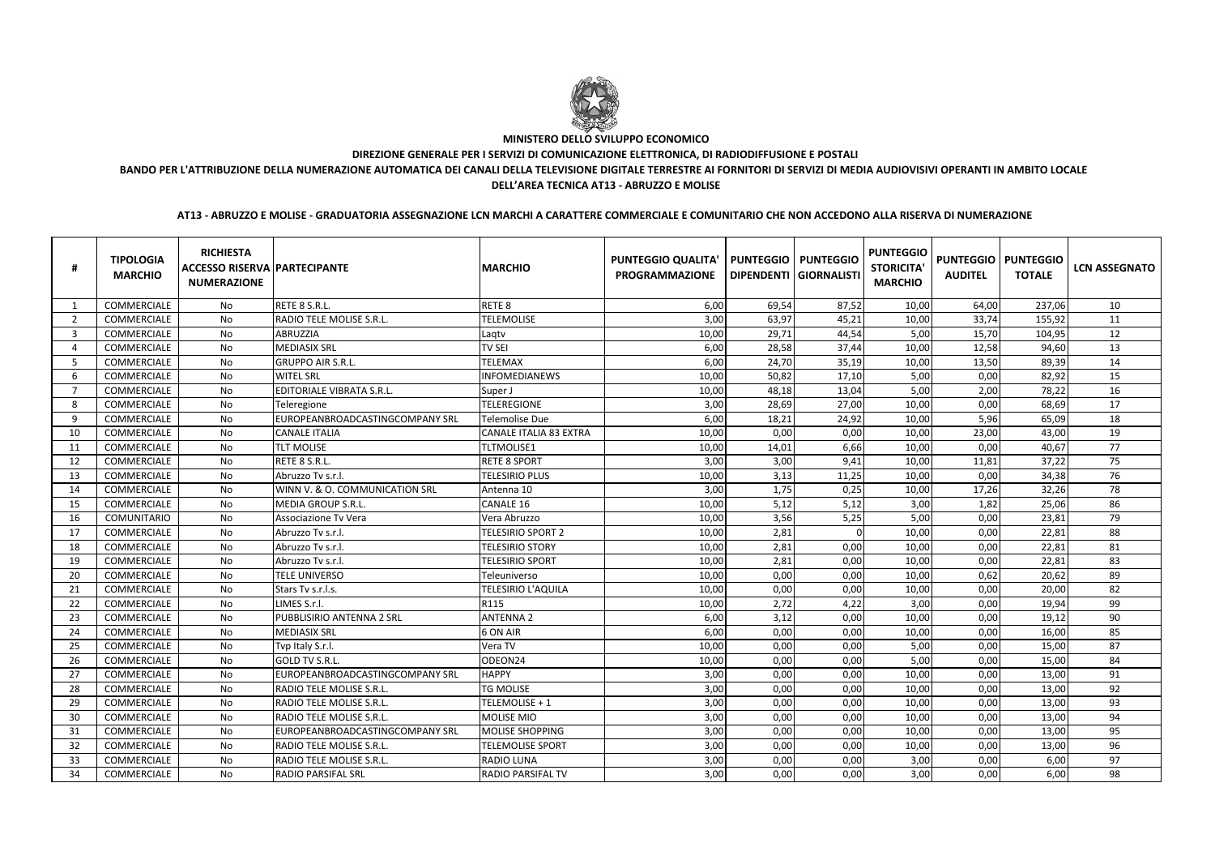**MINISTERO DELLO SVILUPPO ECONOMICO**

**DIREZIONE GENERALE PER I SERVIZI DI COMUNICAZIONE ELETTRONICA, DI RADIODIFFUSIONE E POSTALI**

**BANDO PER L'ATTRIBUZIONE DELLA NUMERAZIONE AUTOMATICA DEI CANALI DELLA TELEVISIONE DIGITALE TERRESTRE AI FORNITORI DI SERVIZI DI MEDIA AUDIOVISIVI OPERANTI IN AMBITO LOCALE DELL'AREA TECNICA AT13 - ABRUZZO E MOLISE**

**AT13 - ABRUZZO E MOLISE - GRADUATORIA ASSEGNAZIONE LCN MARCHI A CARATTERE COMMERCIALE E COMUNITARIO CHE NON ACCEDONO ALLA RISERVA DI NUMERAZIONE**

| # | TIPOLOGIA MARCHIO | RICHIESTA ACCESSO RISERVA NUMERAZIONE | PARTECIPANTE | MARCHIO | PUNTEGGIO QUALITA' PROGRAMMAZIONE | PUNTEGGIO DIPENDENTI | PUNTEGGIO GIORNALISTI | PUNTEGGIO STORICITA' MARCHIO | PUNTEGGIO AUDITEL | PUNTEGGIO TOTALE | LCN ASSEGNATO |
|---|---|---|---|---|---|---|---|---|---|---|---|
| 1 | COMMERCIALE | No | RETE 8 S.R.L. | RETE 8 | 6,00 | 69,54 | 87,52 | 10,00 | 64,00 | 237,06 | 10 |
| 2 | COMMERCIALE | No | RADIO TELE MOLISE S.R.L. | TELEMOLISE | 3,00 | 63,97 | 45,21 | 10,00 | 33,74 | 155,92 | 11 |
| 3 | COMMERCIALE | No | ABRUZZIA | Laqtv | 10,00 | 29,71 | 44,54 | 5,00 | 15,70 | 104,95 | 12 |
| 4 | COMMERCIALE | No | MEDIASIX SRL | TV SEI | 6,00 | 28,58 | 37,44 | 10,00 | 12,58 | 94,60 | 13 |
| 5 | COMMERCIALE | No | GRUPPO AIR S.R.L. | TELEMAX | 6,00 | 24,70 | 35,19 | 10,00 | 13,50 | 89,39 | 14 |
| 6 | COMMERCIALE | No | WITEL SRL | INFOMEDIANEWS | 10,00 | 50,82 | 17,10 | 5,00 | 0,00 | 82,92 | 15 |
| 7 | COMMERCIALE | No | EDITORIALE VIBRATA S.R.L. | Super J | 10,00 | 48,18 | 13,04 | 5,00 | 2,00 | 78,22 | 16 |
| 8 | COMMERCIALE | No | Teleregione | TELEREGIONE | 3,00 | 28,69 | 27,00 | 10,00 | 0,00 | 68,69 | 17 |
| 9 | COMMERCIALE | No | EUROPEANBROADCASTINGCOMPANY SRL | Telemolise Due | 6,00 | 18,21 | 24,92 | 10,00 | 5,96 | 65,09 | 18 |
| 10 | COMMERCIALE | No | CANALE ITALIA | CANALE ITALIA 83 EXTRA | 10,00 | 0,00 | 0,00 | 10,00 | 23,00 | 43,00 | 19 |
| 11 | COMMERCIALE | No | TLT MOLISE | TLTMOLISE1 | 10,00 | 14,01 | 6,66 | 10,00 | 0,00 | 40,67 | 77 |
| 12 | COMMERCIALE | No | RETE 8 S.R.L. | RETE 8 SPORT | 3,00 | 3,00 | 9,41 | 10,00 | 11,81 | 37,22 | 75 |
| 13 | COMMERCIALE | No | Abruzzo Tv s.r.l. | TELESIRIO PLUS | 10,00 | 3,13 | 11,25 | 10,00 | 0,00 | 34,38 | 76 |
| 14 | COMMERCIALE | No | WINN V. & O. COMMUNICATION SRL | Antenna 10 | 3,00 | 1,75 | 0,25 | 10,00 | 17,26 | 32,26 | 78 |
| 15 | COMMERCIALE | No | MEDIA GROUP S.R.L. | CANALE 16 | 10,00 | 5,12 | 5,12 | 3,00 | 1,82 | 25,06 | 86 |
| 16 | COMUNITARIO | No | Associazione Tv Vera | Vera Abruzzo | 10,00 | 3,56 | 5,25 | 5,00 | 0,00 | 23,81 | 79 |
| 17 | COMMERCIALE | No | Abruzzo Tv s.r.l. | TELESIRIO SPORT 2 | 10,00 | 2,81 | 0 | 10,00 | 0,00 | 22,81 | 88 |
| 18 | COMMERCIALE | No | Abruzzo Tv s.r.l. | TELESIRIO STORY | 10,00 | 2,81 | 0,00 | 10,00 | 0,00 | 22,81 | 81 |
| 19 | COMMERCIALE | No | Abruzzo Tv s.r.l. | TELESIRIO SPORT | 10,00 | 2,81 | 0,00 | 10,00 | 0,00 | 22,81 | 83 |
| 20 | COMMERCIALE | No | TELE UNIVERSO | Teleuniverso | 10,00 | 0,00 | 0,00 | 10,00 | 0,62 | 20,62 | 89 |
| 21 | COMMERCIALE | No | Stars Tv s.r.l.s. | TELESIRIO L'AQUILA | 10,00 | 0,00 | 0,00 | 10,00 | 0,00 | 20,00 | 82 |
| 22 | COMMERCIALE | No | LIMES S.r.l. | R115 | 10,00 | 2,72 | 4,22 | 3,00 | 0,00 | 19,94 | 99 |
| 23 | COMMERCIALE | No | PUBBLISIRIO ANTENNA 2 SRL | ANTENNA 2 | 6,00 | 3,12 | 0,00 | 10,00 | 0,00 | 19,12 | 90 |
| 24 | COMMERCIALE | No | MEDIASIX SRL | 6 ON AIR | 6,00 | 0,00 | 0,00 | 10,00 | 0,00 | 16,00 | 85 |
| 25 | COMMERCIALE | No | Tvp Italy S.r.l. | Vera TV | 10,00 | 0,00 | 0,00 | 5,00 | 0,00 | 15,00 | 87 |
| 26 | COMMERCIALE | No | GOLD TV S.R.L. | ODEON24 | 10,00 | 0,00 | 0,00 | 5,00 | 0,00 | 15,00 | 84 |
| 27 | COMMERCIALE | No | EUROPEANBROADCASTINGCOMPANY SRL | HAPPY | 3,00 | 0,00 | 0,00 | 10,00 | 0,00 | 13,00 | 91 |
| 28 | COMMERCIALE | No | RADIO TELE MOLISE S.R.L. | TG MOLISE | 3,00 | 0,00 | 0,00 | 10,00 | 0,00 | 13,00 | 92 |
| 29 | COMMERCIALE | No | RADIO TELE MOLISE S.R.L. | TELEMOLISE + 1 | 3,00 | 0,00 | 0,00 | 10,00 | 0,00 | 13,00 | 93 |
| 30 | COMMERCIALE | No | RADIO TELE MOLISE S.R.L. | MOLISE MIO | 3,00 | 0,00 | 0,00 | 10,00 | 0,00 | 13,00 | 94 |
| 31 | COMMERCIALE | No | EUROPEANBROADCASTINGCOMPANY SRL | MOLISE SHOPPING | 3,00 | 0,00 | 0,00 | 10,00 | 0,00 | 13,00 | 95 |
| 32 | COMMERCIALE | No | RADIO TELE MOLISE S.R.L. | TELEMOLISE SPORT | 3,00 | 0,00 | 0,00 | 10,00 | 0,00 | 13,00 | 96 |
| 33 | COMMERCIALE | No | RADIO TELE MOLISE S.R.L. | RADIO LUNA | 3,00 | 0,00 | 0,00 | 3,00 | 0,00 | 6,00 | 97 |
| 34 | COMMERCIALE | No | RADIO PARSIFAL SRL | RADIO PARSIFAL TV | 3,00 | 0,00 | 0,00 | 3,00 | 0,00 | 6,00 | 98 |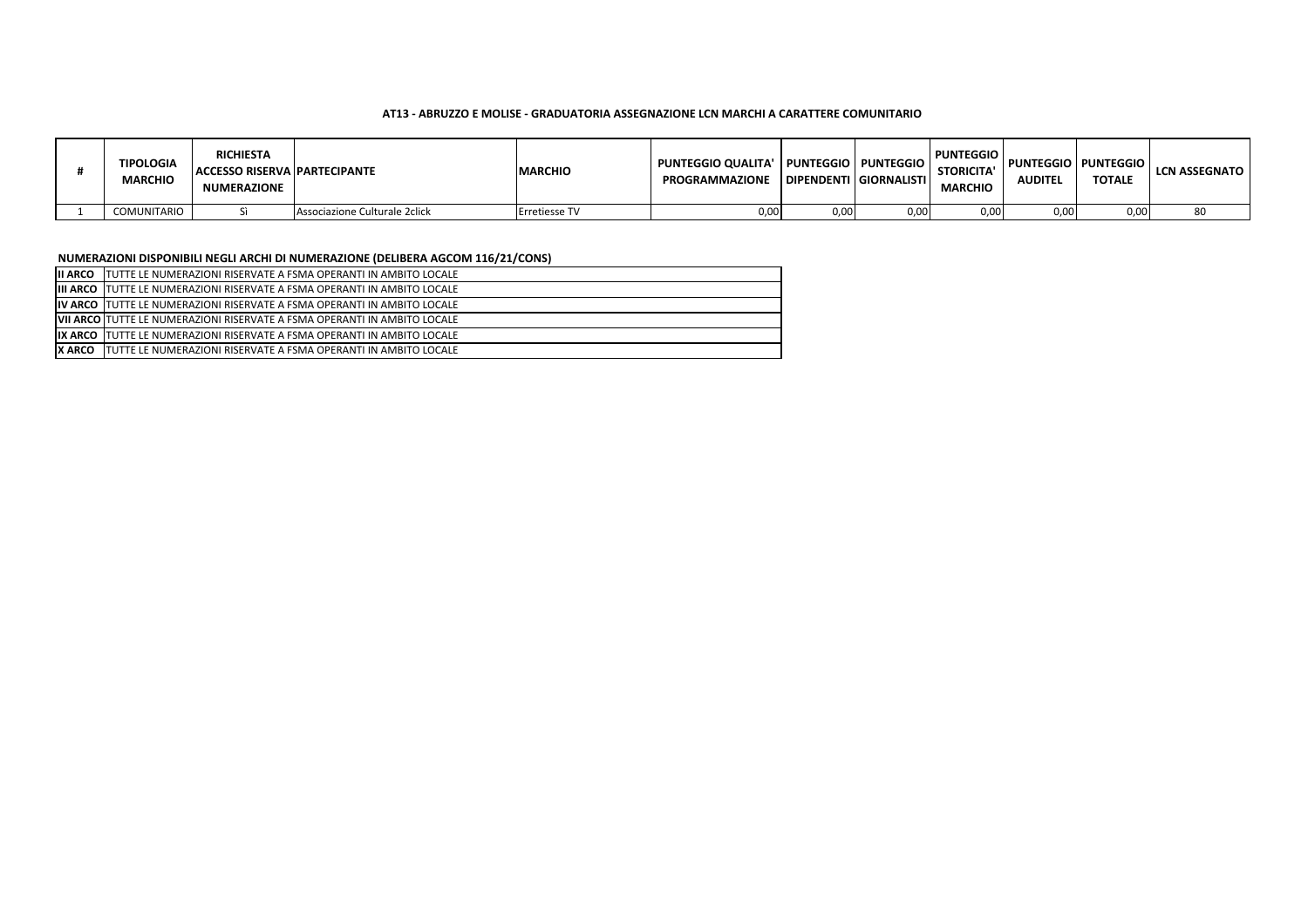**AT13 - ABRUZZO E MOLISE - GRADUATORIA ASSEGNAZIONE LCN MARCHI A CARATTERE COMUNITARIO**

| # | TIPOLOGIA MARCHIO | RICHIESTA ACCESSO RISERVA NUMERAZIONE | PARTECIPANTE | MARCHIO | PUNTEGGIO QUALITA' PROGRAMMAZIONE | PUNTEGGIO DIPENDENTI | PUNTEGGIO GIORNALISTI | PUNTEGGIO STORICITA' MARCHIO | PUNTEGGIO AUDITEL | PUNTEGGIO TOTALE | LCN ASSEGNATO |
|---|---|---|---|---|---|---|---|---|---|---|---|
| 1 | COMUNITARIO | Sì | Associazione Culturale 2click | Erretiesse TV | 0,00 | 0,00 | 0,00 | 0,00 | 0,00 | 0,00 | 80 |

**NUMERAZIONI DISPONIBILI NEGLI ARCHI DI NUMERAZIONE (DELIBERA AGCOM 116/21/CONS)**

| | |
|---|---|
| **II ARCO** | TUTTE LE NUMERAZIONI RISERVATE A FSMA OPERANTI IN AMBITO LOCALE |
| **III ARCO** | TUTTE LE NUMERAZIONI RISERVATE A FSMA OPERANTI IN AMBITO LOCALE |
| **IV ARCO** | TUTTE LE NUMERAZIONI RISERVATE A FSMA OPERANTI IN AMBITO LOCALE |
| **VII ARCO** | TUTTE LE NUMERAZIONI RISERVATE A FSMA OPERANTI IN AMBITO LOCALE |
| **IX ARCO** | TUTTE LE NUMERAZIONI RISERVATE A FSMA OPERANTI IN AMBITO LOCALE |
| **X ARCO** | TUTTE LE NUMERAZIONI RISERVATE A FSMA OPERANTI IN AMBITO LOCALE |